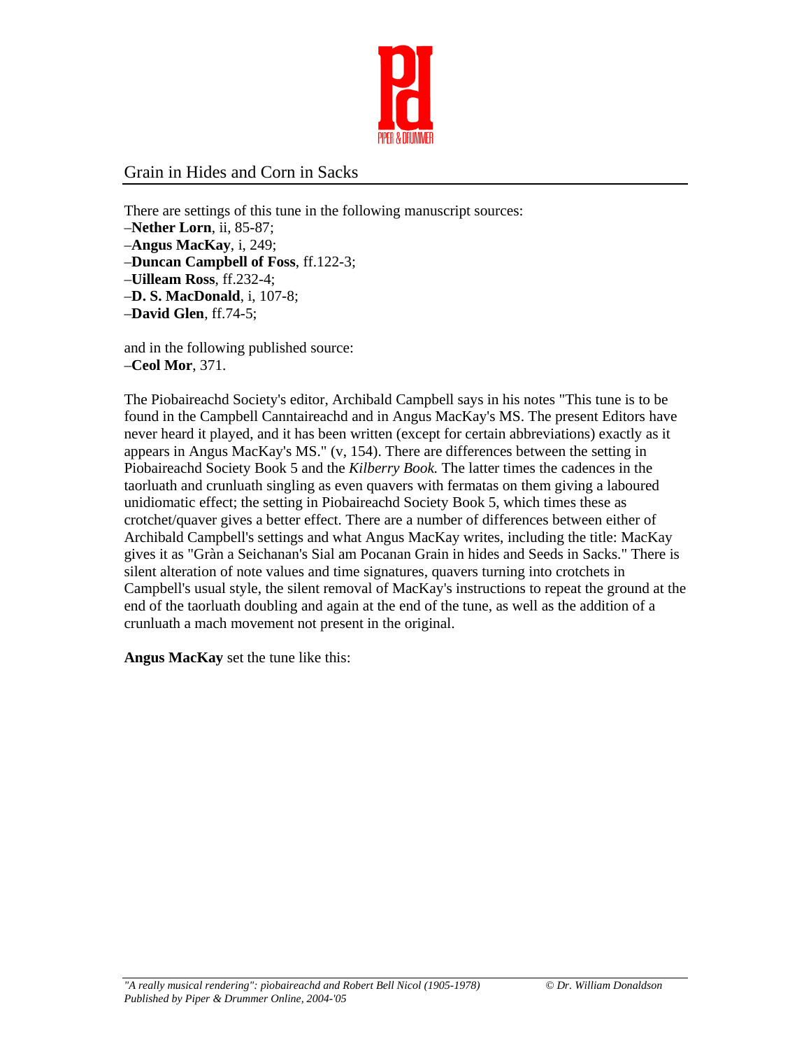# Grain in Hides and Corn in Sacks

There are settings of this tune in the following manuscript sources:
–**Nether Lorn**, ii, 85-87;
–**Angus MacKay**, i, 249;
–**Duncan Campbell of Foss**, ff.122-3;
–**Uilleam Ross**, ff.232-4;
–**D. S. MacDonald**, i, 107-8;
–**David Glen**, ff.74-5;

and in the following published source:
–**Ceol Mor**, 371.

The Piobaireachd Society's editor, Archibald Campbell says in his notes "This tune is to be found in the Campbell Canntaireachd and in Angus MacKay's MS. The present Editors have never heard it played, and it has been written (except for certain abbreviations) exactly as it appears in Angus MacKay's MS." (v, 154). There are differences between the setting in Piobaireachd Society Book 5 and the *Kilberry Book.* The latter times the cadences in the taorluath and crunluath singling as even quavers with fermatas on them giving a laboured unidiomatic effect; the setting in Piobaireachd Society Book 5, which times these as crotchet/quaver gives a better effect. There are a number of differences between either of Archibald Campbell's settings and what Angus MacKay writes, including the title: MacKay gives it as "Gràn a Seichanan's Sial am Pocanan Grain in hides and Seeds in Sacks." There is silent alteration of note values and time signatures, quavers turning into crotchets in Campbell's usual style, the silent removal of MacKay's instructions to repeat the ground at the end of the taorluath doubling and again at the end of the tune, as well as the addition of a crunluath a mach movement not present in the original.

**Angus MacKay** set the tune like this: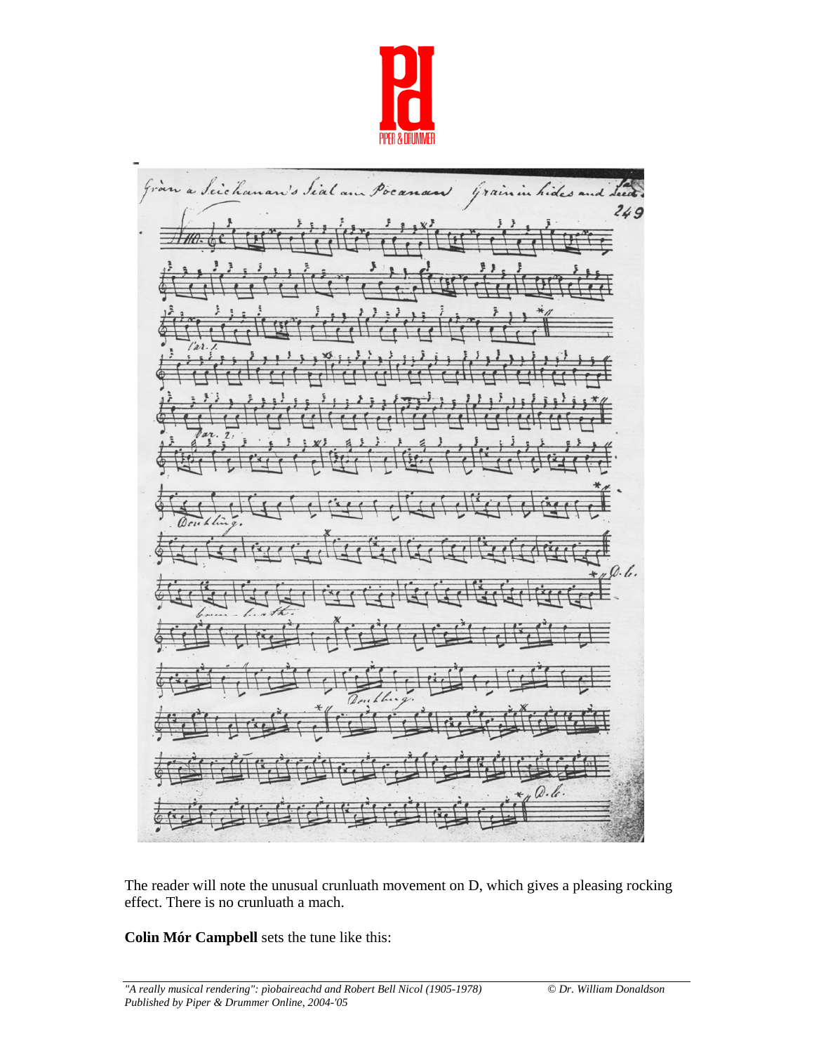The reader will note the unusual crunluath movement on D, which gives a pleasing rocking effect. There is no crunluath a mach.

**Colin Mór Campbell** sets the tune like this: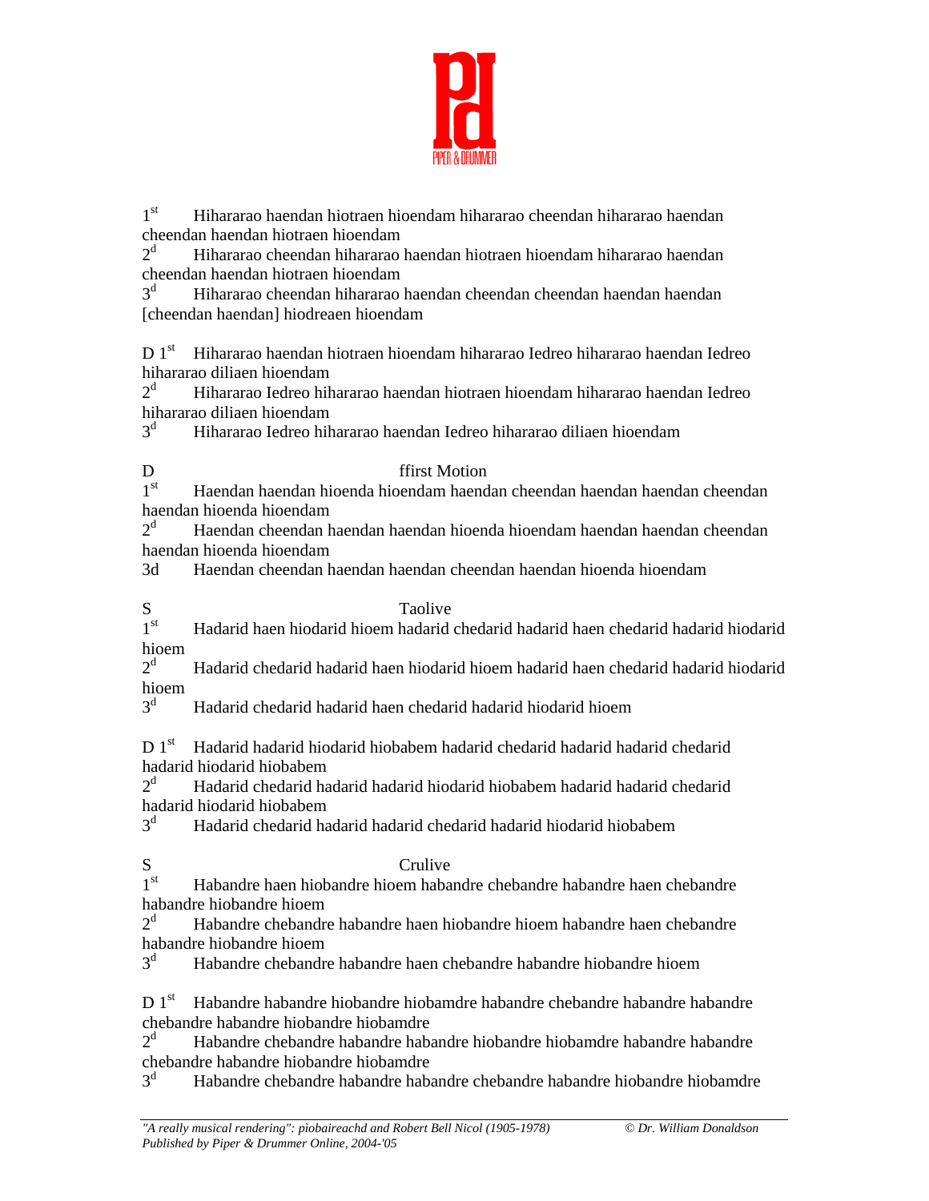1$^{st}$ Hihararao haendan hiotraen hioendam hihararao cheendan hihararao haendan cheendan haendan hiotraen hioendam

2$^{d}$ Hihararao cheendan hihararao haendan hiotraen hioendam hihararao haendan cheendan haendan hiotraen hioendam

3$^{d}$ Hihararao cheendan hihararao haendan cheendan cheendan haendan haendan [cheendan haendan] hiodreaen hioendam

D 1$^{st}$ Hihararao haendan hiotraen hioendam hihararao Iedreo hihararao haendan Iedreo hihararao diliaen hioendam

2$^{d}$ Hihararao Iedreo hihararao haendan hiotraen hioendam hihararao haendan Iedreo hihararao diliaen hioendam

3$^{d}$ Hihararao Iedreo hihararao haendan Iedreo hihararao diliaen hioendam

D ffirst Motion

1$^{st}$ Haendan haendan hioenda hioendam haendan cheendan haendan haendan cheendan haendan hioenda hioendam

2$^{d}$ Haendan cheendan haendan haendan hioenda hioendam haendan haendan cheendan haendan hioenda hioendam

3d Haendan cheendan haendan haendan cheendan haendan hioenda hioendam

S Taolive

1$^{st}$ Hadarid haen hiodarid hioem hadarid chedarid hadarid haen chedarid hadarid hiodarid hioem

2$^{d}$ Hadarid chedarid hadarid haen hiodarid hioem hadarid haen chedarid hadarid hiodarid hioem

3$^{d}$ Hadarid chedarid hadarid haen chedarid hadarid hiodarid hioem

D 1$^{st}$ Hadarid hadarid hiodarid hiobabem hadarid chedarid hadarid hadarid chedarid hadarid hiodarid hiobabem

2$^{d}$ Hadarid chedarid hadarid hadarid hiodarid hiobabem hadarid hadarid chedarid hadarid hiodarid hiobabem

3$^{d}$ Hadarid chedarid hadarid hadarid chedarid hadarid hiodarid hiobabem

S Crulive

1$^{st}$ Habandre haen hiobandre hioem habandre chebandre habandre haen chebandre habandre hiobandre hioem

2$^{d}$ Habandre chebandre habandre haen hiobandre hioem habandre haen chebandre habandre hiobandre hioem

3$^{d}$ Habandre chebandre habandre haen chebandre habandre hiobandre hioem

D 1$^{st}$ Habandre habandre hiobandre hiobamdre habandre chebandre habandre habandre chebandre habandre hiobandre hiobamdre

2$^{d}$ Habandre chebandre habandre habandre hiobandre hiobamdre habandre habandre chebandre habandre hiobandre hiobamdre

3$^{d}$ Habandre chebandre habandre habandre chebandre habandre hiobandre hiobamdre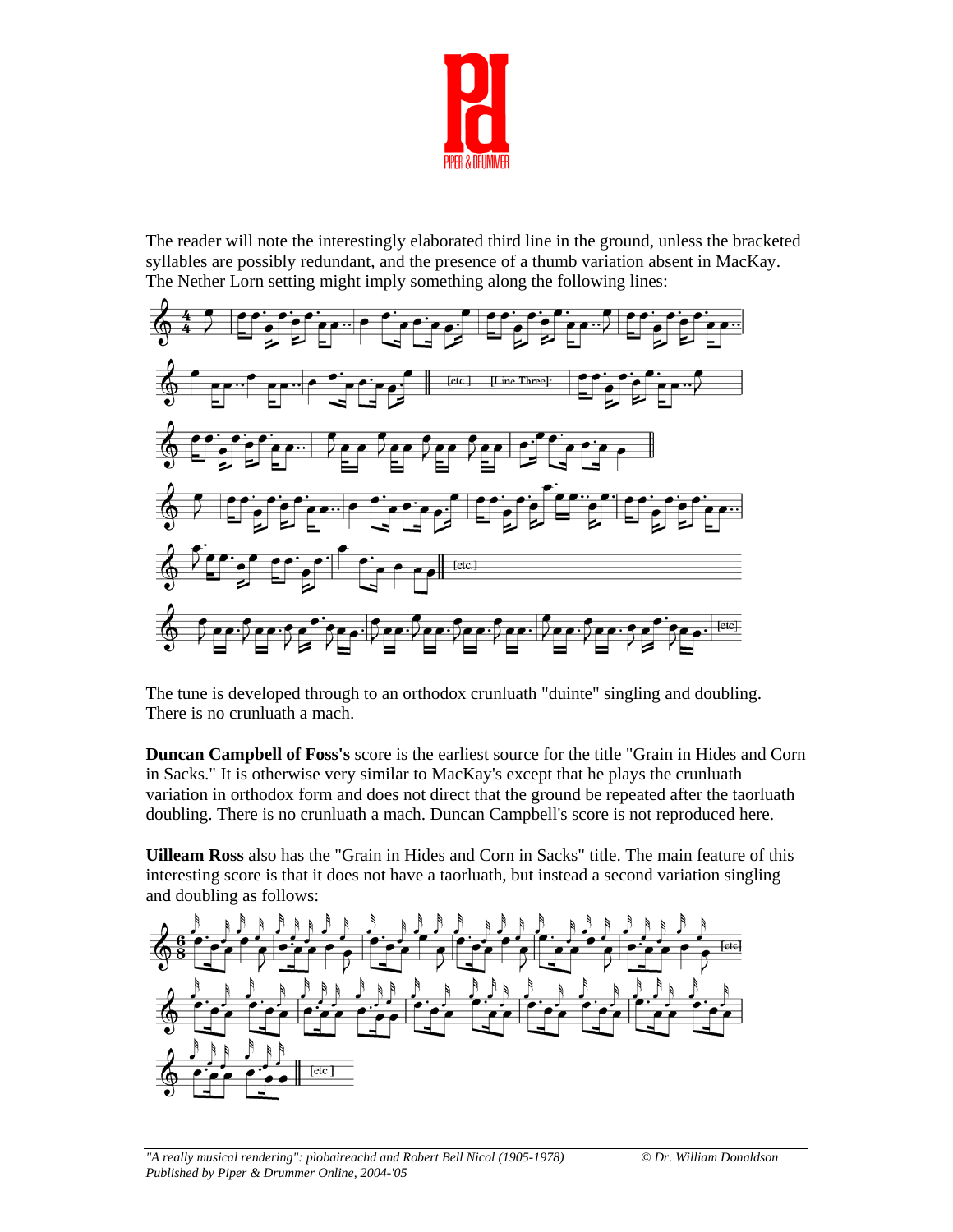The reader will note the interestingly elaborated third line in the ground, unless the bracketed syllables are possibly redundant, and the presence of a thumb variation absent in MacKay. The Nether Lorn setting might imply something along the following lines:

The tune is developed through to an orthodox crunluath "duinte" singling and doubling. There is no crunluath a mach.

**Duncan Campbell of Foss's** score is the earliest source for the title "Grain in Hides and Corn in Sacks." It is otherwise very similar to MacKay's except that he plays the crunluath variation in orthodox form and does not direct that the ground be repeated after the taorluath doubling. There is no crunluath a mach. Duncan Campbell's score is not reproduced here.

**Uilleam Ross** also has the "Grain in Hides and Corn in Sacks" title. The main feature of this interesting score is that it does not have a taorluath, but instead a second variation singling and doubling as follows: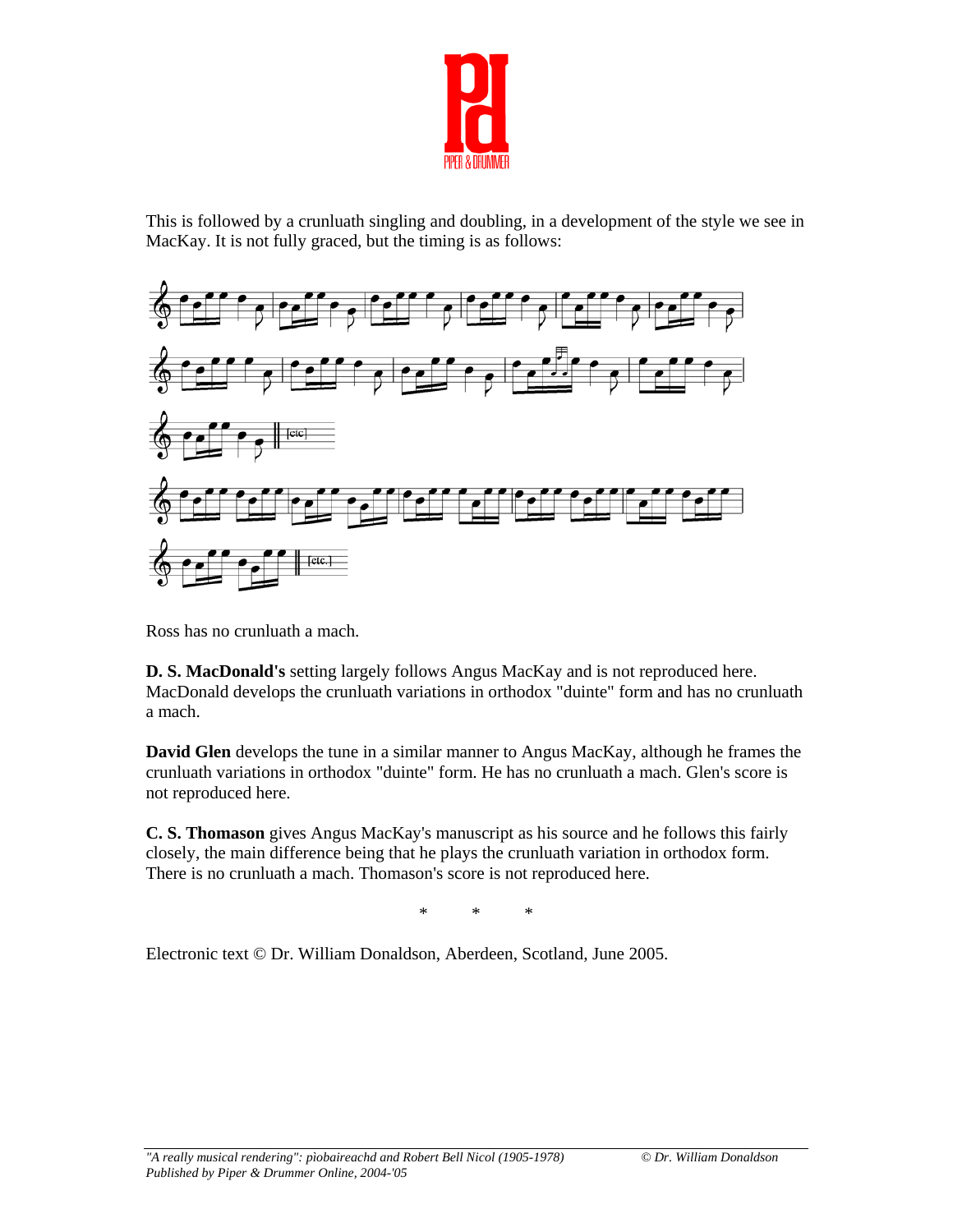This is followed by a crunluath singling and doubling, in a development of the style we see in MacKay. It is not fully graced, but the timing is as follows:

Ross has no crunluath a mach.

**D. S. MacDonald's** setting largely follows Angus MacKay and is not reproduced here. MacDonald develops the crunluath variations in orthodox "duinte" form and has no crunluath a mach.

**David Glen** develops the tune in a similar manner to Angus MacKay, although he frames the crunluath variations in orthodox "duinte" form. He has no crunluath a mach. Glen's score is not reproduced here.

**C. S. Thomason** gives Angus MacKay's manuscript as his source and he follows this fairly closely, the main difference being that he plays the crunluath variation in orthodox form. There is no crunluath a mach. Thomason's score is not reproduced here.

\*   \*   \*

Electronic text © Dr. William Donaldson, Aberdeen, Scotland, June 2005.